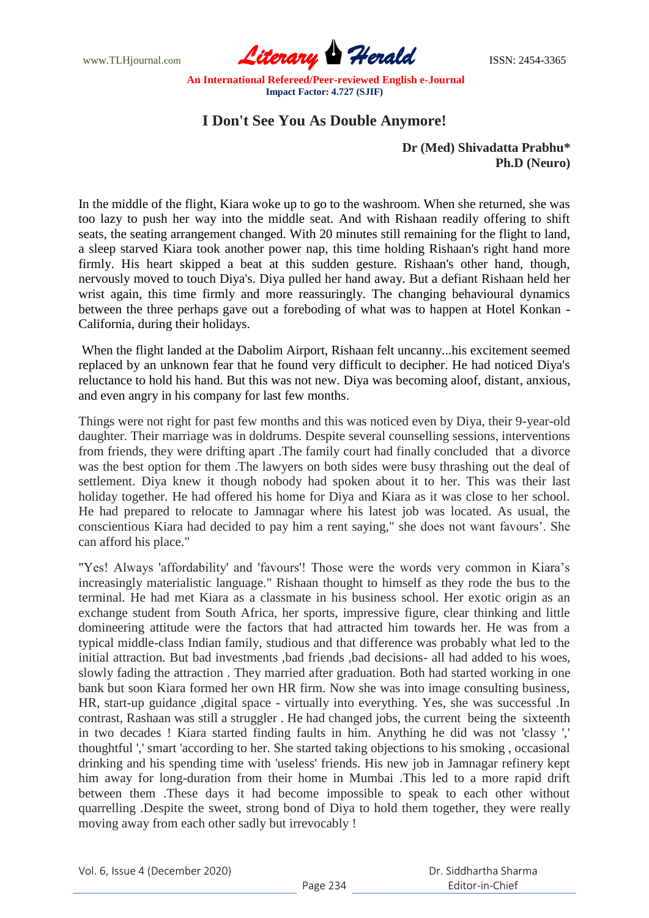# I Don't See You As Double Anymore!

**Dr (Med) Shivadatta Prabhu***
**Ph.D (Neuro)**

In the middle of the flight, Kiara woke up to go to the washroom. When she returned, she was too lazy to push her way into the middle seat. And with Rishaan readily offering to shift seats, the seating arrangement changed. With 20 minutes still remaining for the flight to land, a sleep starved Kiara took another power nap, this time holding Rishaan's right hand more firmly. His heart skipped a beat at this sudden gesture. Rishaan's other hand, though, nervously moved to touch Diya's. Diya pulled her hand away. But a defiant Rishaan held her wrist again, this time firmly and more reassuringly. The changing behavioural dynamics between the three perhaps gave out a foreboding of what was to happen at Hotel Konkan - California, during their holidays.

When the flight landed at the Dabolim Airport, Rishaan felt uncanny...his excitement seemed replaced by an unknown fear that he found very difficult to decipher. He had noticed Diya's reluctance to hold his hand. But this was not new. Diya was becoming aloof, distant, anxious, and even angry in his company for last few months.

Things were not right for past few months and this was noticed even by Diya, their 9-year-old daughter. Their marriage was in doldrums. Despite several counselling sessions, interventions from friends, they were drifting apart .The family court had finally concluded that a divorce was the best option for them .The lawyers on both sides were busy thrashing out the deal of settlement. Diya knew it though nobody had spoken about it to her. This was their last holiday together. He had offered his home for Diya and Kiara as it was close to her school. He had prepared to relocate to Jamnagar where his latest job was located. As usual, the conscientious Kiara had decided to pay him a rent saying," she does not want favours'. She can afford his place."

"Yes! Always 'affordability' and 'favours'! Those were the words very common in Kiara's increasingly materialistic language." Rishaan thought to himself as they rode the bus to the terminal. He had met Kiara as a classmate in his business school. Her exotic origin as an exchange student from South Africa, her sports, impressive figure, clear thinking and little domineering attitude were the factors that had attracted him towards her. He was from a typical middle-class Indian family, studious and that difference was probably what led to the initial attraction. But bad investments ,bad friends ,bad decisions- all had added to his woes, slowly fading the attraction . They married after graduation. Both had started working in one bank but soon Kiara formed her own HR firm. Now she was into image consulting business, HR, start-up guidance ,digital space - virtually into everything. Yes, she was successful .In contrast, Rashaan was still a struggler . He had changed jobs, the current being the sixteenth in two decades ! Kiara started finding faults in him. Anything he did was not 'classy ',' thoughtful ',' smart 'according to her. She started taking objections to his smoking , occasional drinking and his spending time with 'useless' friends. His new job in Jamnagar refinery kept him away for long-duration from their home in Mumbai .This led to a more rapid drift between them .These days it had become impossible to speak to each other without quarrelling .Despite the sweet, strong bond of Diya to hold them together, they were really moving away from each other sadly but irrevocably !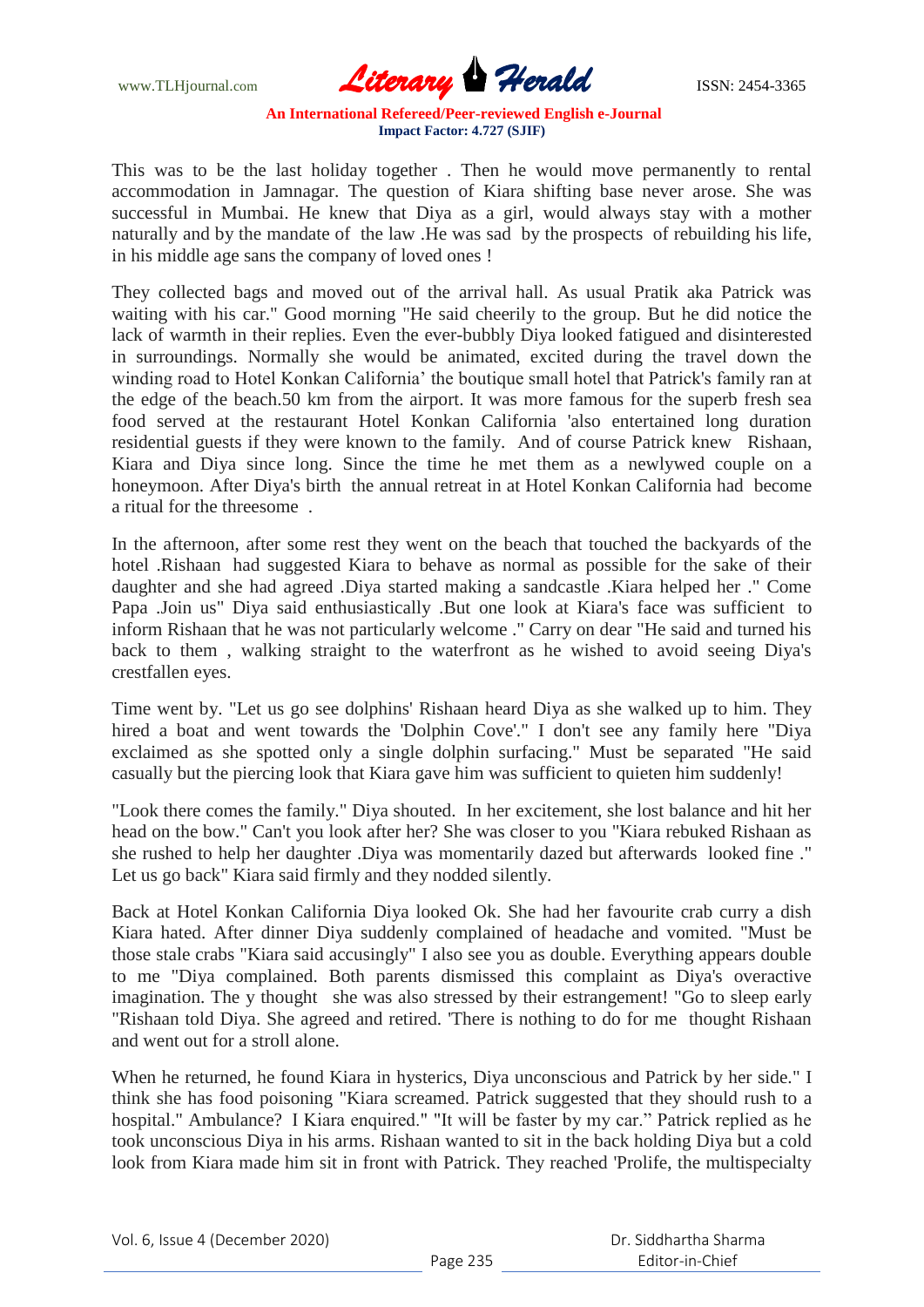This was to be the last holiday together . Then he would move permanently to rental accommodation in Jamnagar. The question of Kiara shifting base never arose. She was successful in Mumbai. He knew that Diya as a girl, would always stay with a mother naturally and by the mandate of the law .He was sad by the prospects of rebuilding his life, in his middle age sans the company of loved ones !

They collected bags and moved out of the arrival hall. As usual Pratik aka Patrick was waiting with his car." Good morning "He said cheerily to the group. But he did notice the lack of warmth in their replies. Even the ever-bubbly Diya looked fatigued and disinterested in surroundings. Normally she would be animated, excited during the travel down the winding road to Hotel Konkan California' the boutique small hotel that Patrick's family ran at the edge of the beach.50 km from the airport. It was more famous for the superb fresh sea food served at the restaurant Hotel Konkan California 'also entertained long duration residential guests if they were known to the family. And of course Patrick knew Rishaan, Kiara and Diya since long. Since the time he met them as a newlywed couple on a honeymoon. After Diya's birth the annual retreat in at Hotel Konkan California had become a ritual for the threesome .

In the afternoon, after some rest they went on the beach that touched the backyards of the hotel .Rishaan had suggested Kiara to behave as normal as possible for the sake of their daughter and she had agreed .Diya started making a sandcastle .Kiara helped her ." Come Papa .Join us" Diya said enthusiastically .But one look at Kiara's face was sufficient to inform Rishaan that he was not particularly welcome ." Carry on dear "He said and turned his back to them , walking straight to the waterfront as he wished to avoid seeing Diya's crestfallen eyes.

Time went by. "Let us go see dolphins' Rishaan heard Diya as she walked up to him. They hired a boat and went towards the 'Dolphin Cove'." I don't see any family here "Diya exclaimed as she spotted only a single dolphin surfacing." Must be separated "He said casually but the piercing look that Kiara gave him was sufficient to quieten him suddenly!

"Look there comes the family." Diya shouted. In her excitement, she lost balance and hit her head on the bow." Can't you look after her? She was closer to you "Kiara rebuked Rishaan as she rushed to help her daughter .Diya was momentarily dazed but afterwards looked fine ." Let us go back" Kiara said firmly and they nodded silently.

Back at Hotel Konkan California Diya looked Ok. She had her favourite crab curry a dish Kiara hated. After dinner Diya suddenly complained of headache and vomited. "Must be those stale crabs "Kiara said accusingly" I also see you as double. Everything appears double to me "Diya complained. Both parents dismissed this complaint as Diya's overactive imagination. The y thought she was also stressed by their estrangement! "Go to sleep early "Rishaan told Diya. She agreed and retired. 'There is nothing to do for me thought Rishaan and went out for a stroll alone.

When he returned, he found Kiara in hysterics, Diya unconscious and Patrick by her side." I think she has food poisoning "Kiara screamed. Patrick suggested that they should rush to a hospital." Ambulance? I Kiara enquired." "It will be faster by my car." Patrick replied as he took unconscious Diya in his arms. Rishaan wanted to sit in the back holding Diya but a cold look from Kiara made him sit in front with Patrick. They reached 'Prolife, the multispecialty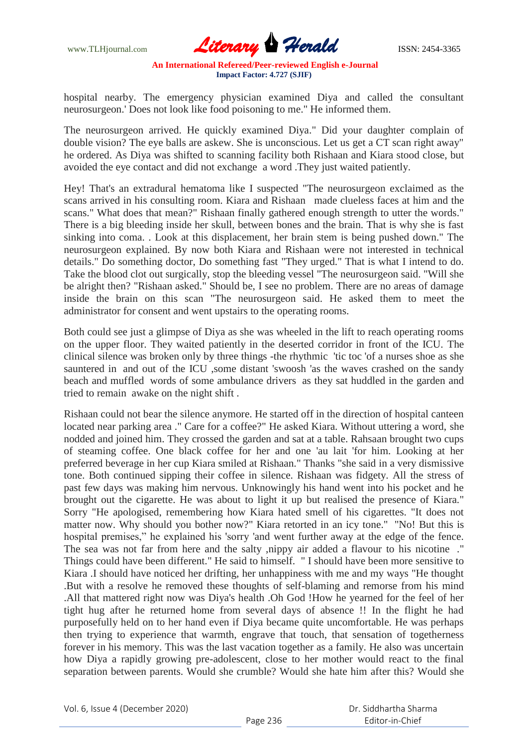hospital nearby. The emergency physician examined Diya and called the consultant neurosurgeon.' Does not look like food poisoning to me." He informed them.

The neurosurgeon arrived. He quickly examined Diya." Did your daughter complain of double vision? The eye balls are askew. She is unconscious. Let us get a CT scan right away" he ordered. As Diya was shifted to scanning facility both Rishaan and Kiara stood close, but avoided the eye contact and did not exchange a word .They just waited patiently.

Hey! That's an extradural hematoma like I suspected "The neurosurgeon exclaimed as the scans arrived in his consulting room. Kiara and Rishaan made clueless faces at him and the scans." What does that mean?" Rishaan finally gathered enough strength to utter the words." There is a big bleeding inside her skull, between bones and the brain. That is why she is fast sinking into coma. . Look at this displacement, her brain stem is being pushed down." The neurosurgeon explained. By now both Kiara and Rishaan were not interested in technical details." Do something doctor, Do something fast "They urged." That is what I intend to do. Take the blood clot out surgically, stop the bleeding vessel "The neurosurgeon said. "Will she be alright then? "Rishaan asked." Should be, I see no problem. There are no areas of damage inside the brain on this scan "The neurosurgeon said. He asked them to meet the administrator for consent and went upstairs to the operating rooms.

Both could see just a glimpse of Diya as she was wheeled in the lift to reach operating rooms on the upper floor. They waited patiently in the deserted corridor in front of the ICU. The clinical silence was broken only by three things -the rhythmic 'tic toc 'of a nurses shoe as she sauntered in and out of the ICU ,some distant 'swoosh 'as the waves crashed on the sandy beach and muffled words of some ambulance drivers as they sat huddled in the garden and tried to remain awake on the night shift .

Rishaan could not bear the silence anymore. He started off in the direction of hospital canteen located near parking area ." Care for a coffee?" He asked Kiara. Without uttering a word, she nodded and joined him. They crossed the garden and sat at a table. Rahsaan brought two cups of steaming coffee. One black coffee for her and one 'au lait 'for him. Looking at her preferred beverage in her cup Kiara smiled at Rishaan." Thanks "she said in a very dismissive tone. Both continued sipping their coffee in silence. Rishaan was fidgety. All the stress of past few days was making him nervous. Unknowingly his hand went into his pocket and he brought out the cigarette. He was about to light it up but realised the presence of Kiara." Sorry "He apologised, remembering how Kiara hated smell of his cigarettes. "It does not matter now. Why should you bother now?" Kiara retorted in an icy tone." "No! But this is hospital premises," he explained his 'sorry 'and went further away at the edge of the fence. The sea was not far from here and the salty ,nippy air added a flavour to his nicotine ." Things could have been different." He said to himself. " I should have been more sensitive to Kiara .I should have noticed her drifting, her unhappiness with me and my ways "He thought .But with a resolve he removed these thoughts of self-blaming and remorse from his mind .All that mattered right now was Diya's health .Oh God !How he yearned for the feel of her tight hug after he returned home from several days of absence !! In the flight he had purposefully held on to her hand even if Diya became quite uncomfortable. He was perhaps then trying to experience that warmth, engrave that touch, that sensation of togetherness forever in his memory. This was the last vacation together as a family. He also was uncertain how Diya a rapidly growing pre-adolescent, close to her mother would react to the final separation between parents. Would she crumble? Would she hate him after this? Would she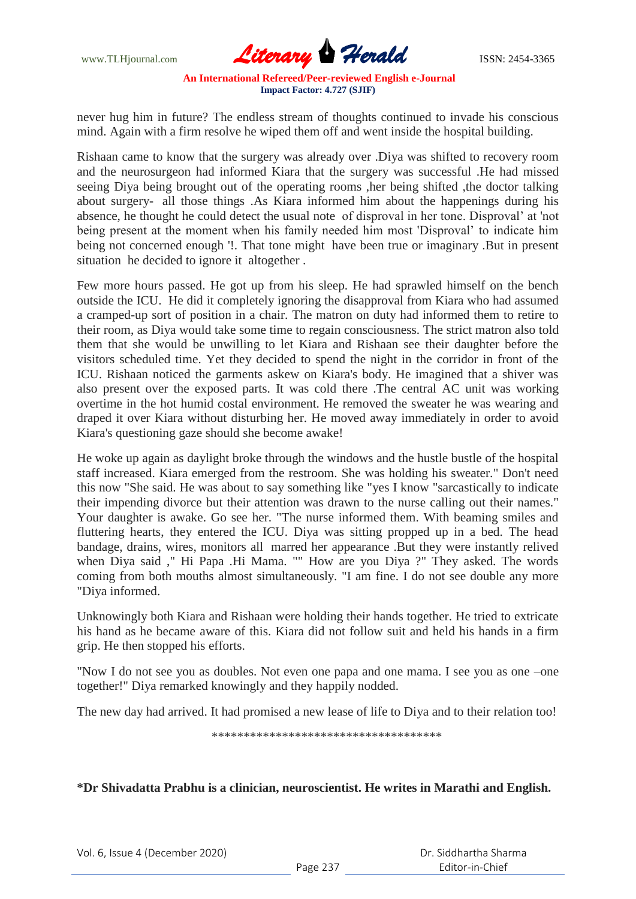never hug him in future? The endless stream of thoughts continued to invade his conscious mind. Again with a firm resolve he wiped them off and went inside the hospital building.

Rishaan came to know that the surgery was already over .Diya was shifted to recovery room and the neurosurgeon had informed Kiara that the surgery was successful .He had missed seeing Diya being brought out of the operating rooms ,her being shifted ,the doctor talking about surgery- all those things .As Kiara informed him about the happenings during his absence, he thought he could detect the usual note of disproval in her tone. Disproval' at 'not being present at the moment when his family needed him most 'Disproval' to indicate him being not concerned enough '!. That tone might have been true or imaginary .But in present situation he decided to ignore it altogether .

Few more hours passed. He got up from his sleep. He had sprawled himself on the bench outside the ICU. He did it completely ignoring the disapproval from Kiara who had assumed a cramped-up sort of position in a chair. The matron on duty had informed them to retire to their room, as Diya would take some time to regain consciousness. The strict matron also told them that she would be unwilling to let Kiara and Rishaan see their daughter before the visitors scheduled time. Yet they decided to spend the night in the corridor in front of the ICU. Rishaan noticed the garments askew on Kiara's body. He imagined that a shiver was also present over the exposed parts. It was cold there .The central AC unit was working overtime in the hot humid costal environment. He removed the sweater he was wearing and draped it over Kiara without disturbing her. He moved away immediately in order to avoid Kiara's questioning gaze should she become awake!

He woke up again as daylight broke through the windows and the hustle bustle of the hospital staff increased. Kiara emerged from the restroom. She was holding his sweater." Don't need this now "She said. He was about to say something like "yes I know "sarcastically to indicate their impending divorce but their attention was drawn to the nurse calling out their names." Your daughter is awake. Go see her. "The nurse informed them. With beaming smiles and fluttering hearts, they entered the ICU. Diya was sitting propped up in a bed. The head bandage, drains, wires, monitors all marred her appearance .But they were instantly relived when Diya said ," Hi Papa .Hi Mama. "" How are you Diya ?" They asked. The words coming from both mouths almost simultaneously. "I am fine. I do not see double any more "Diya informed.

Unknowingly both Kiara and Rishaan were holding their hands together. He tried to extricate his hand as he became aware of this. Kiara did not follow suit and held his hands in a firm grip. He then stopped his efforts.

"Now I do not see you as doubles. Not even one papa and one mama. I see you as one –one together!" Diya remarked knowingly and they happily nodded.

The new day had arrived. It had promised a new lease of life to Diya and to their relation too!

\*\*\*\*\*\*\*\*\*\*\*\*\*\*\*\*\*\*\*\*\*\*\*\*\*\*\*\*\*\*\*\*\*\*\*\*

**\*Dr Shivadatta Prabhu is a clinician, neuroscientist. He writes in Marathi and English.**